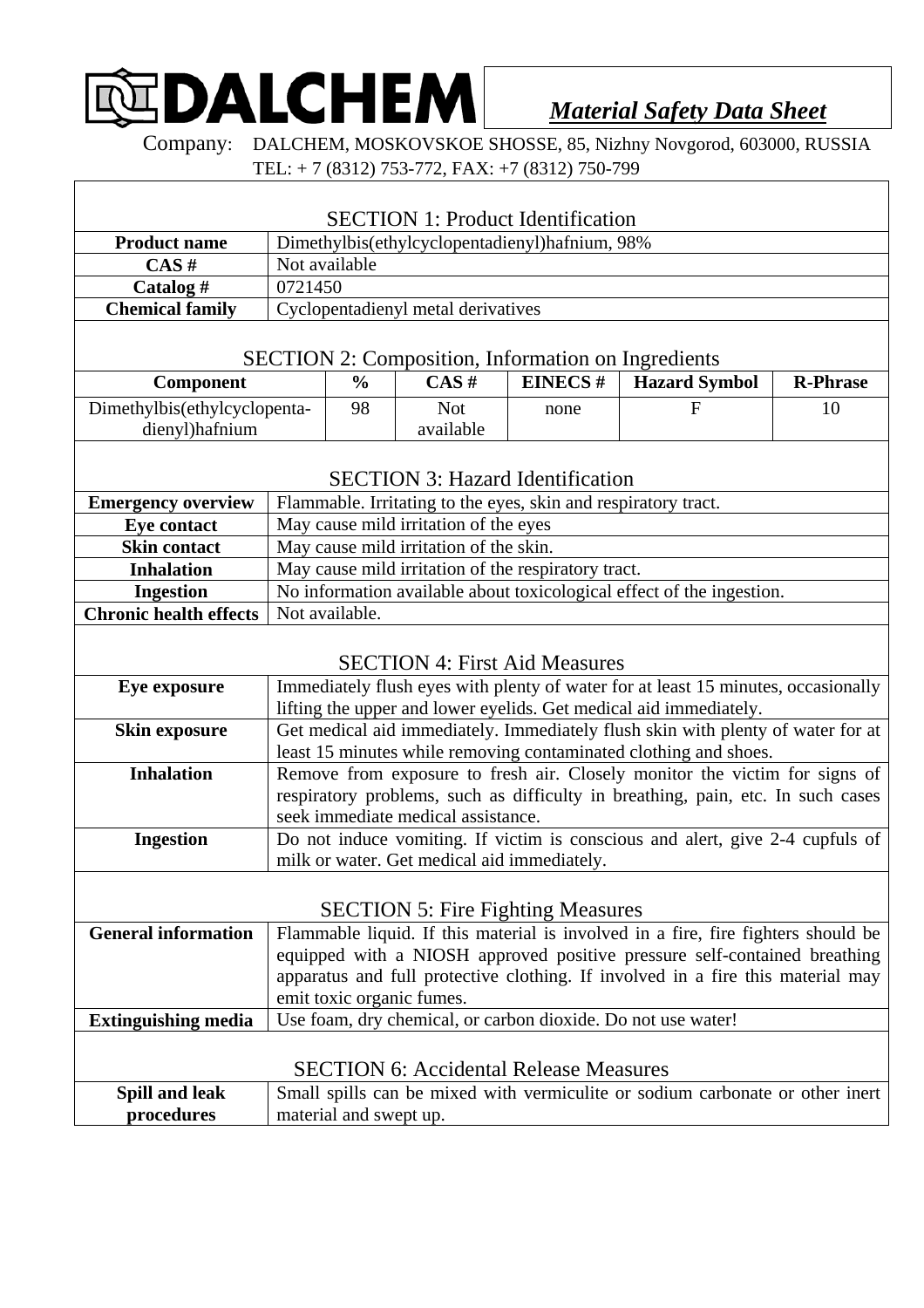# DALCHEM

*Material Safety Data Sheet*

Company: DALCHEM, MOSKOVSKOE SHOSSE, 85, Nizhny Novgorod, 603000, RUSSIA
TEL: + 7 (8312) 753-772, FAX: +7 (8312) 750-799

## SECTION 1: Product Identification

| | |
|---|---|
| **Product name** | Dimethylbis(ethylcyclopentadienyl)hafnium, 98% |
| **CAS #** | Not available |
| **Catalog #** | 0721450 |
| **Chemical family** | Cyclopentadienyl metal derivatives |

## SECTION 2: Composition, Information on Ingredients

| Component | % | CAS # | EINECS # | Hazard Symbol | R-Phrase |
|---|---|---|---|---|---|
| Dimethylbis(ethylcyclopenta-dienyl)hafnium | 98 | Not available | none | F | 10 |

## SECTION 3: Hazard Identification

| | |
|---|---|
| **Emergency overview** | Flammable. Irritating to the eyes, skin and respiratory tract. |
| **Eye contact** | May cause mild irritation of the eyes |
| **Skin contact** | May cause mild irritation of the skin. |
| **Inhalation** | May cause mild irritation of the respiratory tract. |
| **Ingestion** | No information available about toxicological effect of the ingestion. |
| **Chronic health effects** | Not available. |

## SECTION 4: First Aid Measures

| | |
|---|---|
| **Eye exposure** | Immediately flush eyes with plenty of water for at least 15 minutes, occasionally lifting the upper and lower eyelids. Get medical aid immediately. |
| **Skin exposure** | Get medical aid immediately. Immediately flush skin with plenty of water for at least 15 minutes while removing contaminated clothing and shoes. |
| **Inhalation** | Remove from exposure to fresh air. Closely monitor the victim for signs of respiratory problems, such as difficulty in breathing, pain, etc. In such cases seek immediate medical assistance. |
| **Ingestion** | Do not induce vomiting. If victim is conscious and alert, give 2-4 cupfuls of milk or water. Get medical aid immediately. |

## SECTION 5: Fire Fighting Measures

| | |
|---|---|
| **General information** | Flammable liquid. If this material is involved in a fire, fire fighters should be equipped with a NIOSH approved positive pressure self-contained breathing apparatus and full protective clothing. If involved in a fire this material may emit toxic organic fumes. |
| **Extinguishing media** | Use foam, dry chemical, or carbon dioxide. Do not use water! |

## SECTION 6: Accidental Release Measures

| | |
|---|---|
| **Spill and leak procedures** | Small spills can be mixed with vermiculite or sodium carbonate or other inert material and swept up. |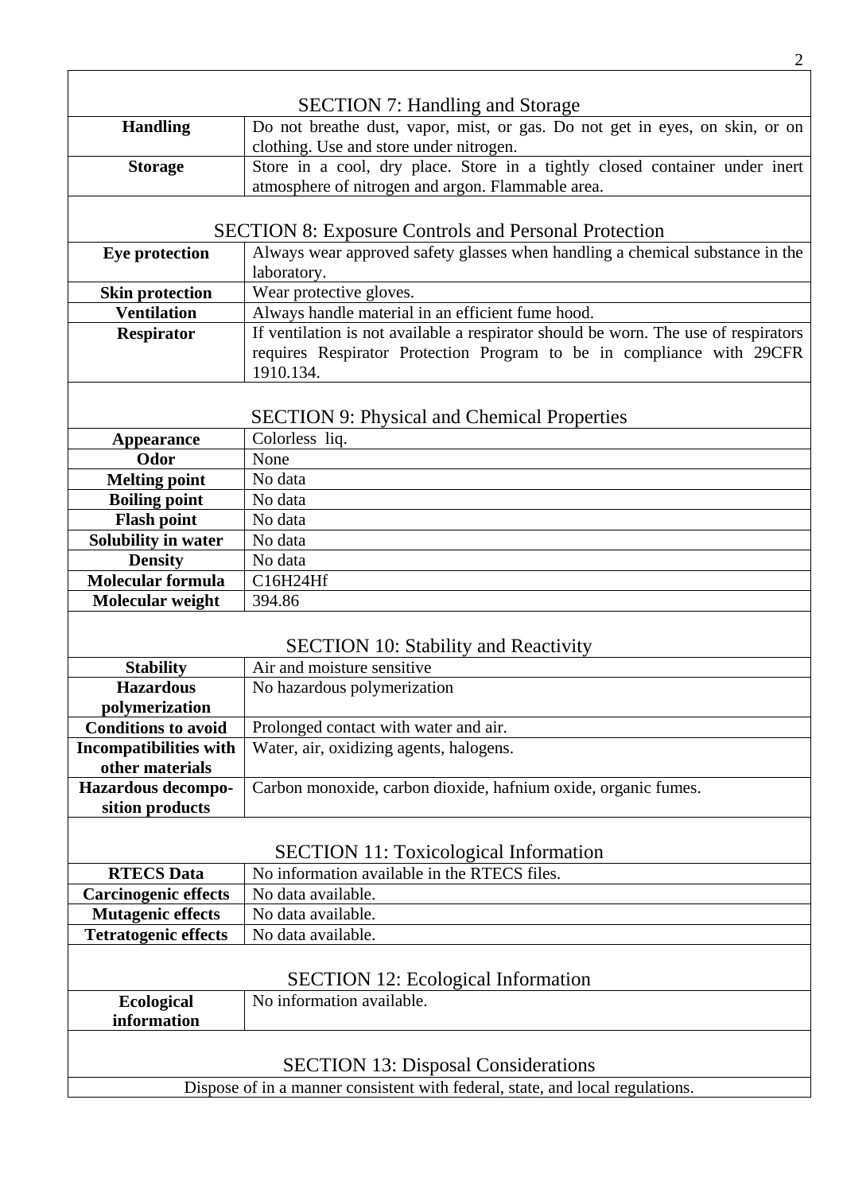## SECTION 7: Handling and Storage

| | |
|---|---|
| **Handling** | Do not breathe dust, vapor, mist, or gas. Do not get in eyes, on skin, or on clothing. Use and store under nitrogen. |
| **Storage** | Store in a cool, dry place. Store in a tightly closed container under inert atmosphere of nitrogen and argon. Flammable area. |

## SECTION 8: Exposure Controls and Personal Protection

| | |
|---|---|
| **Eye protection** | Always wear approved safety glasses when handling a chemical substance in the laboratory. |
| **Skin protection** | Wear protective gloves. |
| **Ventilation** | Always handle material in an efficient fume hood. |
| **Respirator** | If ventilation is not available a respirator should be worn. The use of respirators requires Respirator Protection Program to be in compliance with 29CFR 1910.134. |

## SECTION 9: Physical and Chemical Properties

| | |
|---|---|
| **Appearance** | Colorless liq. |
| **Odor** | None |
| **Melting point** | No data |
| **Boiling point** | No data |
| **Flash point** | No data |
| **Solubility in water** | No data |
| **Density** | No data |
| **Molecular formula** | $C_{16}H_{24}Hf$ |
| **Molecular weight** | 394.86 |

## SECTION 10: Stability and Reactivity

| | |
|---|---|
| **Stability** | Air and moisture sensitive |
| **Hazardous polymerization** | No hazardous polymerization |
| **Conditions to avoid** | Prolonged contact with water and air. |
| **Incompatibilities with other materials** | Water, air, oxidizing agents, halogens. |
| **Hazardous decompo-sition products** | Carbon monoxide, carbon dioxide, hafnium oxide, organic fumes. |

## SECTION 11: Toxicological Information

| | |
|---|---|
| **RTECS Data** | No information available in the RTECS files. |
| **Carcinogenic effects** | No data available. |
| **Mutagenic effects** | No data available. |
| **Tetratogenic effects** | No data available. |

## SECTION 12: Ecological Information

| | |
|---|---|
| **Ecological information** | No information available. |

## SECTION 13: Disposal Considerations

Dispose of in a manner consistent with federal, state, and local regulations.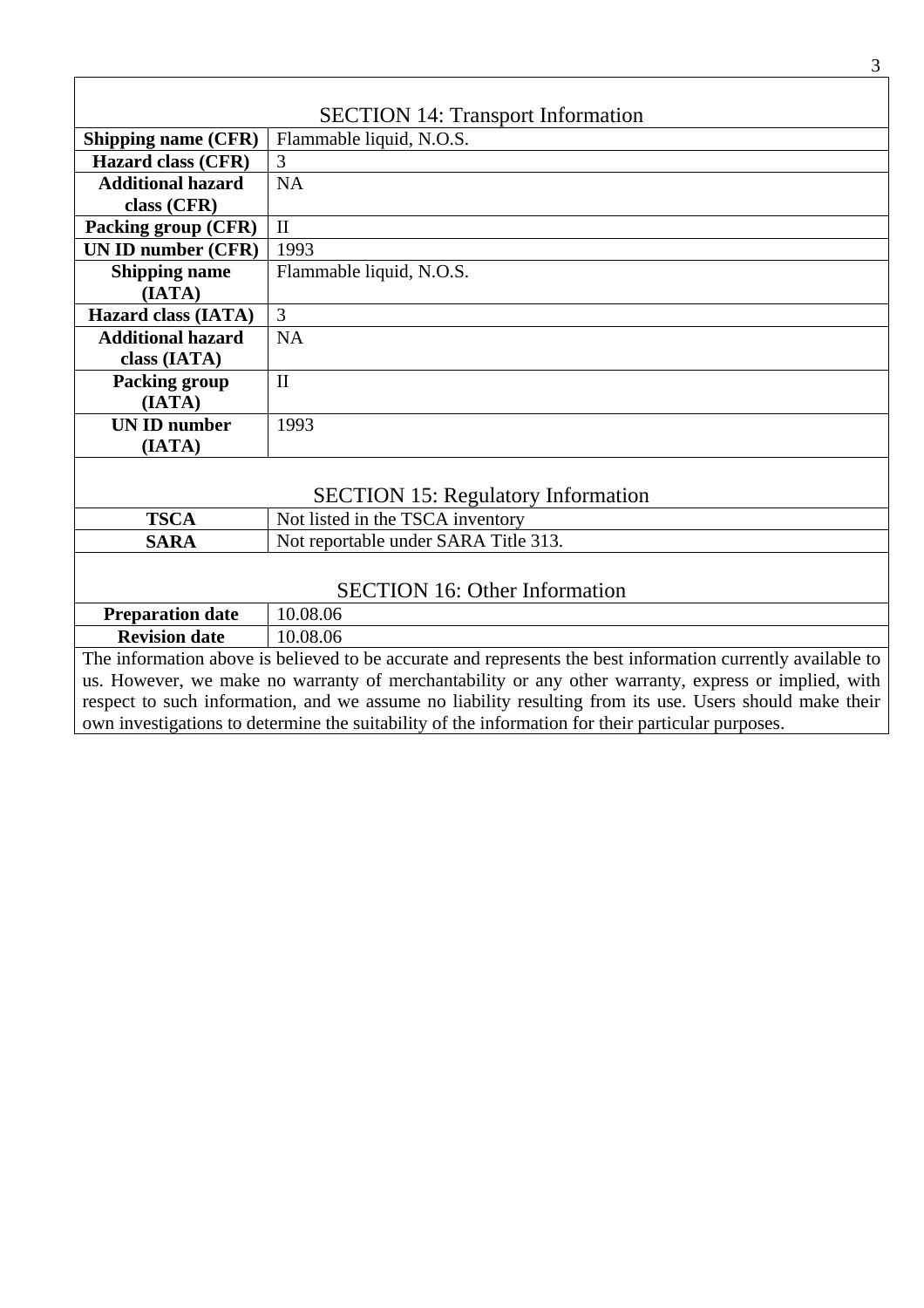## SECTION 14: Transport Information

| | |
|---|---|
| **Shipping name (CFR)** | Flammable liquid, N.O.S. |
| **Hazard class (CFR)** | 3 |
| **Additional hazard class (CFR)** | NA |
| **Packing group (CFR)** | II |
| **UN ID number (CFR)** | 1993 |
| **Shipping name (IATA)** | Flammable liquid, N.O.S. |
| **Hazard class (IATA)** | 3 |
| **Additional hazard class (IATA)** | NA |
| **Packing group (IATA)** | II |
| **UN ID number (IATA)** | 1993 |

## SECTION 15: Regulatory Information

| | |
|---|---|
| **TSCA** | Not listed in the TSCA inventory |
| **SARA** | Not reportable under SARA Title 313. |

## SECTION 16: Other Information

| | |
|---|---|
| **Preparation date** | 10.08.06 |
| **Revision date** | 10.08.06 |

The information above is believed to be accurate and represents the best information currently available to us. However, we make no warranty of merchantability or any other warranty, express or implied, with respect to such information, and we assume no liability resulting from its use. Users should make their own investigations to determine the suitability of the information for their particular purposes.